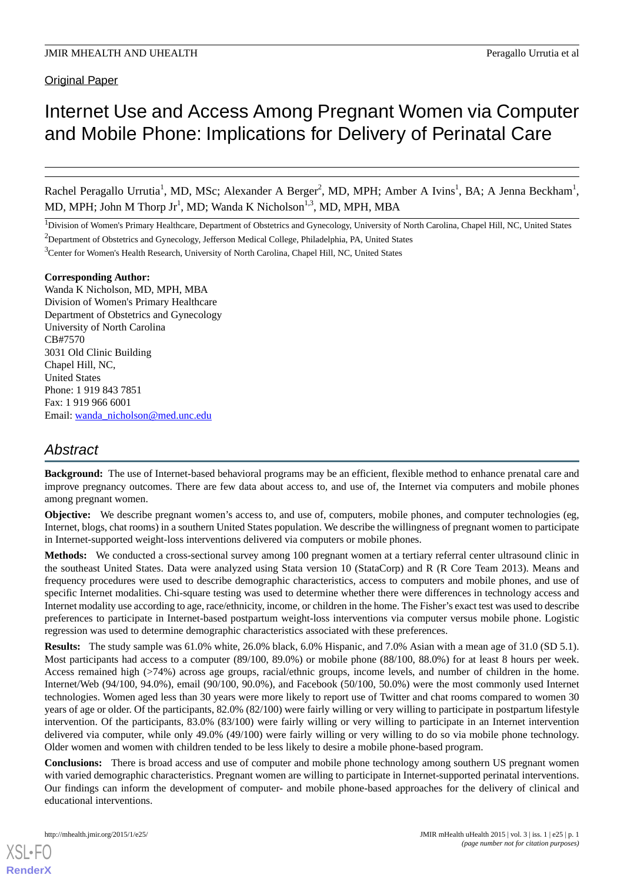Original Paper

# Internet Use and Access Among Pregnant Women via Computer and Mobile Phone: Implications for Delivery of Perinatal Care

Rachel Peragallo Urrutia[1], MD, MSc; Alexander A Berger[2], MD, MPH; Amber A Ivins[1], BA; A Jenna Beckham[1], MD, MPH; John M Thorp Jr[1], MD; Wanda K Nicholson[1,3], MD, MPH, MBA

[1]Division of Women's Primary Healthcare, Department of Obstetrics and Gynecology, University of North Carolina, Chapel Hill, NC, United States

[2]Department of Obstetrics and Gynecology, Jefferson Medical College, Philadelphia, PA, United States

[3]Center for Women's Health Research, University of North Carolina, Chapel Hill, NC, United States

**Corresponding Author:**
Wanda K Nicholson, MD, MPH, MBA
Division of Women's Primary Healthcare
Department of Obstetrics and Gynecology
University of North Carolina
CB#7570
3031 Old Clinic Building
Chapel Hill, NC,
United States
Phone: 1 919 843 7851
Fax: 1 919 966 6001
Email: wanda_nicholson@med.unc.edu

## Abstract

**Background:** The use of Internet-based behavioral programs may be an efficient, flexible method to enhance prenatal care and improve pregnancy outcomes. There are few data about access to, and use of, the Internet via computers and mobile phones among pregnant women.

**Objective:** We describe pregnant women's access to, and use of, computers, mobile phones, and computer technologies (eg, Internet, blogs, chat rooms) in a southern United States population. We describe the willingness of pregnant women to participate in Internet-supported weight-loss interventions delivered via computers or mobile phones.

**Methods:** We conducted a cross-sectional survey among 100 pregnant women at a tertiary referral center ultrasound clinic in the southeast United States. Data were analyzed using Stata version 10 (StataCorp) and R (R Core Team 2013). Means and frequency procedures were used to describe demographic characteristics, access to computers and mobile phones, and use of specific Internet modalities. Chi-square testing was used to determine whether there were differences in technology access and Internet modality use according to age, race/ethnicity, income, or children in the home. The Fisher's exact test was used to describe preferences to participate in Internet-based postpartum weight-loss interventions via computer versus mobile phone. Logistic regression was used to determine demographic characteristics associated with these preferences.

**Results:** The study sample was 61.0% white, 26.0% black, 6.0% Hispanic, and 7.0% Asian with a mean age of 31.0 (SD 5.1). Most participants had access to a computer (89/100, 89.0%) or mobile phone (88/100, 88.0%) for at least 8 hours per week. Access remained high (>74%) across age groups, racial/ethnic groups, income levels, and number of children in the home. Internet/Web (94/100, 94.0%), email (90/100, 90.0%), and Facebook (50/100, 50.0%) were the most commonly used Internet technologies. Women aged less than 30 years were more likely to report use of Twitter and chat rooms compared to women 30 years of age or older. Of the participants, 82.0% (82/100) were fairly willing or very willing to participate in postpartum lifestyle intervention. Of the participants, 83.0% (83/100) were fairly willing or very willing to participate in an Internet intervention delivered via computer, while only 49.0% (49/100) were fairly willing or very willing to do so via mobile phone technology. Older women and women with children tended to be less likely to desire a mobile phone-based program.

**Conclusions:** There is broad access and use of computer and mobile phone technology among southern US pregnant women with varied demographic characteristics. Pregnant women are willing to participate in Internet-supported perinatal interventions. Our findings can inform the development of computer- and mobile phone-based approaches for the delivery of clinical and educational interventions.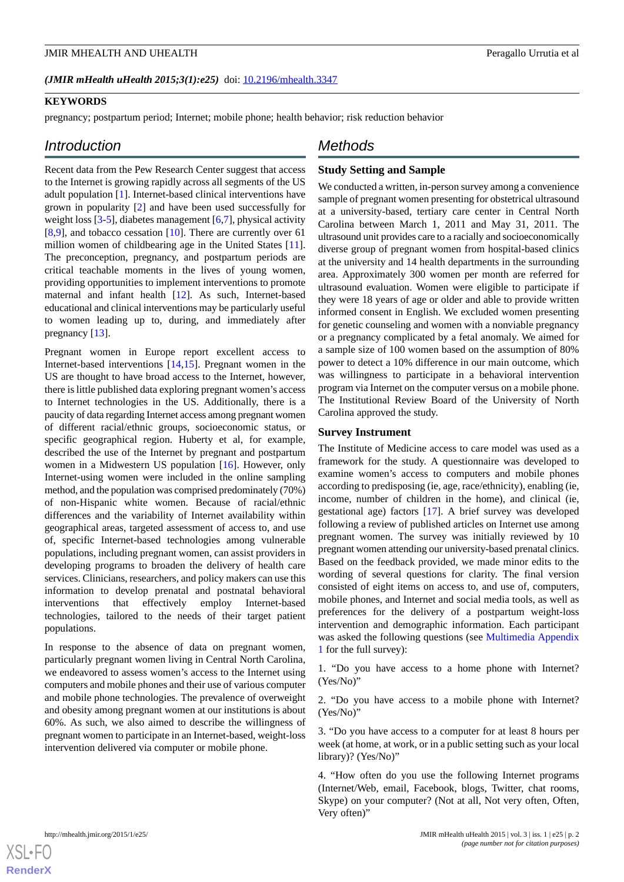*(JMIR mHealth uHealth 2015;3(1):e25)* doi: 10.2196/mhealth.3347

**KEYWORDS**

pregnancy; postpartum period; Internet; mobile phone; health behavior; risk reduction behavior

## Introduction

Recent data from the Pew Research Center suggest that access to the Internet is growing rapidly across all segments of the US adult population [1]. Internet-based clinical interventions have grown in popularity [2] and have been used successfully for weight loss [3-5], diabetes management [6,7], physical activity [8,9], and tobacco cessation [10]. There are currently over 61 million women of childbearing age in the United States [11]. The preconception, pregnancy, and postpartum periods are critical teachable moments in the lives of young women, providing opportunities to implement interventions to promote maternal and infant health [12]. As such, Internet-based educational and clinical interventions may be particularly useful to women leading up to, during, and immediately after pregnancy [13].

Pregnant women in Europe report excellent access to Internet-based interventions [14,15]. Pregnant women in the US are thought to have broad access to the Internet, however, there is little published data exploring pregnant women's access to Internet technologies in the US. Additionally, there is a paucity of data regarding Internet access among pregnant women of different racial/ethnic groups, socioeconomic status, or specific geographical region. Huberty et al, for example, described the use of the Internet by pregnant and postpartum women in a Midwestern US population [16]. However, only Internet-using women were included in the online sampling method, and the population was comprised predominately (70%) of non-Hispanic white women. Because of racial/ethnic differences and the variability of Internet availability within geographical areas, targeted assessment of access to, and use of, specific Internet-based technologies among vulnerable populations, including pregnant women, can assist providers in developing programs to broaden the delivery of health care services. Clinicians, researchers, and policy makers can use this information to develop prenatal and postnatal behavioral interventions that effectively employ Internet-based technologies, tailored to the needs of their target patient populations.

In response to the absence of data on pregnant women, particularly pregnant women living in Central North Carolina, we endeavored to assess women's access to the Internet using computers and mobile phones and their use of various computer and mobile phone technologies. The prevalence of overweight and obesity among pregnant women at our institutions is about 60%. As such, we also aimed to describe the willingness of pregnant women to participate in an Internet-based, weight-loss intervention delivered via computer or mobile phone.

## Methods

### Study Setting and Sample

We conducted a written, in-person survey among a convenience sample of pregnant women presenting for obstetrical ultrasound at a university-based, tertiary care center in Central North Carolina between March 1, 2011 and May 31, 2011. The ultrasound unit provides care to a racially and socioeconomically diverse group of pregnant women from hospital-based clinics at the university and 14 health departments in the surrounding area. Approximately 300 women per month are referred for ultrasound evaluation. Women were eligible to participate if they were 18 years of age or older and able to provide written informed consent in English. We excluded women presenting for genetic counseling and women with a nonviable pregnancy or a pregnancy complicated by a fetal anomaly. We aimed for a sample size of 100 women based on the assumption of 80% power to detect a 10% difference in our main outcome, which was willingness to participate in a behavioral intervention program via Internet on the computer versus on a mobile phone. The Institutional Review Board of the University of North Carolina approved the study.

### Survey Instrument

The Institute of Medicine access to care model was used as a framework for the study. A questionnaire was developed to examine women's access to computers and mobile phones according to predisposing (ie, age, race/ethnicity), enabling (ie, income, number of children in the home), and clinical (ie, gestational age) factors [17]. A brief survey was developed following a review of published articles on Internet use among pregnant women. The survey was initially reviewed by 10 pregnant women attending our university-based prenatal clinics. Based on the feedback provided, we made minor edits to the wording of several questions for clarity. The final version consisted of eight items on access to, and use of, computers, mobile phones, and Internet and social media tools, as well as preferences for the delivery of a postpartum weight-loss intervention and demographic information. Each participant was asked the following questions (see Multimedia Appendix 1 for the full survey):

1. "Do you have access to a home phone with Internet? (Yes/No)"

2. "Do you have access to a mobile phone with Internet? (Yes/No)"

3. "Do you have access to a computer for at least 8 hours per week (at home, at work, or in a public setting such as your local library)? (Yes/No)"

4. "How often do you use the following Internet programs (Internet/Web, email, Facebook, blogs, Twitter, chat rooms, Skype) on your computer? (Not at all, Not very often, Often, Very often)"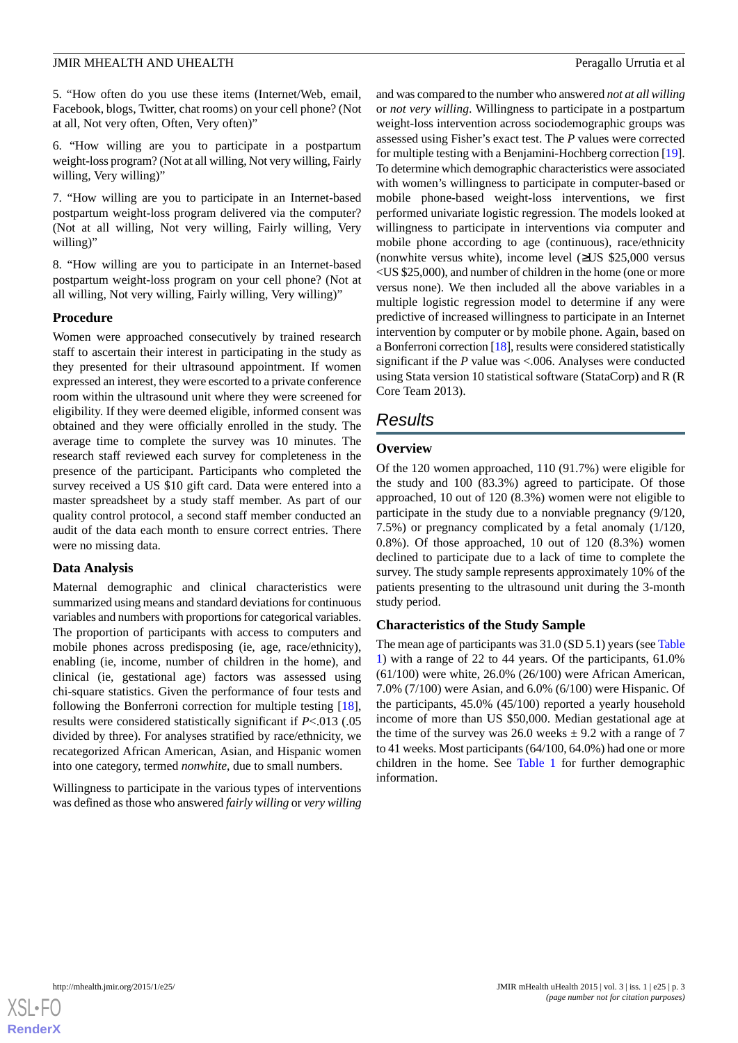5. "How often do you use these items (Internet/Web, email, Facebook, blogs, Twitter, chat rooms) on your cell phone? (Not at all, Not very often, Often, Very often)"

6. "How willing are you to participate in a postpartum weight-loss program? (Not at all willing, Not very willing, Fairly willing, Very willing)"

7. "How willing are you to participate in an Internet-based postpartum weight-loss program delivered via the computer? (Not at all willing, Not very willing, Fairly willing, Very willing)"

8. "How willing are you to participate in an Internet-based postpartum weight-loss program on your cell phone? (Not at all willing, Not very willing, Fairly willing, Very willing)"

### Procedure

Women were approached consecutively by trained research staff to ascertain their interest in participating in the study as they presented for their ultrasound appointment. If women expressed an interest, they were escorted to a private conference room within the ultrasound unit where they were screened for eligibility. If they were deemed eligible, informed consent was obtained and they were officially enrolled in the study. The average time to complete the survey was 10 minutes. The research staff reviewed each survey for completeness in the presence of the participant. Participants who completed the survey received a US $10 gift card. Data were entered into a master spreadsheet by a study staff member. As part of our quality control protocol, a second staff member conducted an audit of the data each month to ensure correct entries. There were no missing data.

### Data Analysis

Maternal demographic and clinical characteristics were summarized using means and standard deviations for continuous variables and numbers with proportions for categorical variables. The proportion of participants with access to computers and mobile phones across predisposing (ie, age, race/ethnicity), enabling (ie, income, number of children in the home), and clinical (ie, gestational age) factors was assessed using chi-square statistics. Given the performance of four tests and following the Bonferroni correction for multiple testing [18], results were considered statistically significant if $P$<.013 (.05 divided by three). For analyses stratified by race/ethnicity, we recategorized African American, Asian, and Hispanic women into one category, termed *nonwhite*, due to small numbers.

Willingness to participate in the various types of interventions was defined as those who answered *fairly willing* or *very willing* and was compared to the number who answered *not at all willing* or *not very willing*. Willingness to participate in a postpartum weight-loss intervention across sociodemographic groups was assessed using Fisher's exact test. The $P$ values were corrected for multiple testing with a Benjamini-Hochberg correction [19]. To determine which demographic characteristics were associated with women's willingness to participate in computer-based or mobile phone-based weight-loss interventions, we first performed univariate logistic regression. The models looked at willingness to participate in interventions via computer and mobile phone according to age (continuous), race/ethnicity (nonwhite versus white), income level (≥US $25,000 versus <US $25,000), and number of children in the home (one or more versus none). We then included all the above variables in a multiple logistic regression model to determine if any were predictive of increased willingness to participate in an Internet intervention by computer or by mobile phone. Again, based on a Bonferroni correction [18], results were considered statistically significant if the $P$ value was <.006. Analyses were conducted using Stata version 10 statistical software (StataCorp) and R (R Core Team 2013).

## Results

### Overview

Of the 120 women approached, 110 (91.7%) were eligible for the study and 100 (83.3%) agreed to participate. Of those approached, 10 out of 120 (8.3%) women were not eligible to participate in the study due to a nonviable pregnancy (9/120, 7.5%) or pregnancy complicated by a fetal anomaly (1/120, 0.8%). Of those approached, 10 out of 120 (8.3%) women declined to participate due to a lack of time to complete the survey. The study sample represents approximately 10% of the patients presenting to the ultrasound unit during the 3-month study period.

### Characteristics of the Study Sample

The mean age of participants was 31.0 (SD 5.1) years (see Table 1) with a range of 22 to 44 years. Of the participants, 61.0% (61/100) were white, 26.0% (26/100) were African American, 7.0% (7/100) were Asian, and 6.0% (6/100) were Hispanic. Of the participants, 45.0% (45/100) reported a yearly household income of more than US $50,000. Median gestational age at the time of the survey was 26.0 weeks ± 9.2 with a range of 7 to 41 weeks. Most participants (64/100, 64.0%) had one or more children in the home. See Table 1 for further demographic information.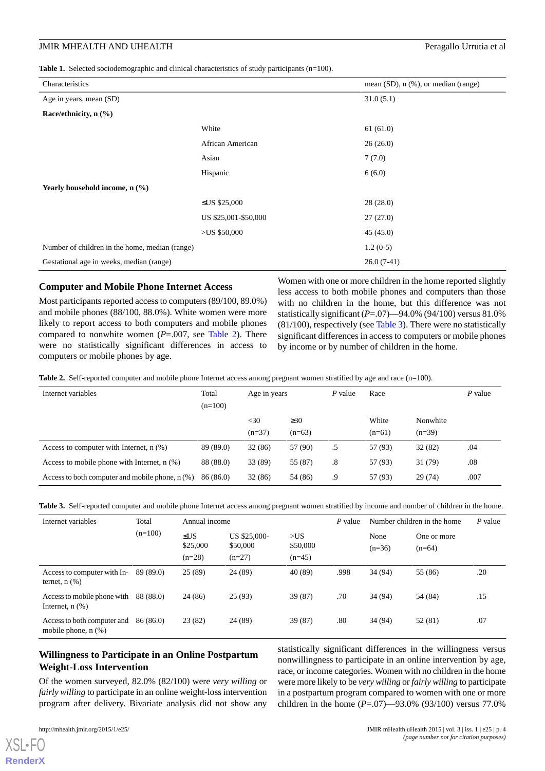**Table 1.** Selected sociodemographic and clinical characteristics of study participants (n=100).

| Characteristics | | mean (SD), n (%), or median (range) |
|---|---|---|
| Age in years, mean (SD) | | 31.0 (5.1) |
| **Race/ethnicity, n (%)** | | |
| | White | 61 (61.0) |
| | African American | 26 (26.0) |
| | Asian | 7 (7.0) |
| | Hispanic | 6 (6.0) |
| **Yearly household income, n (%)** | | |
| | ≤US $25,000 | 28 (28.0) |
| | US $25,001-$50,000 | 27 (27.0) |
| | >US $50,000 | 45 (45.0) |
| Number of children in the home, median (range) | | 1.2 (0-5) |
| Gestational age in weeks, median (range) | | 26.0 (7-41) |

### Computer and Mobile Phone Internet Access

Most participants reported access to computers (89/100, 89.0%) and mobile phones (88/100, 88.0%). White women were more likely to report access to both computers and mobile phones compared to nonwhite women (*P*=.007, see Table 2). There were no statistically significant differences in access to computers or mobile phones by age.

Women with one or more children in the home reported slightly less access to both mobile phones and computers than those with no children in the home, but this difference was not statistically significant (*P*=.07)—94.0% (94/100) versus 81.0% (81/100), respectively (see Table 3). There were no statistically significant differences in access to computers or mobile phones by income or by number of children in the home.

**Table 2.** Self-reported computer and mobile phone Internet access among pregnant women stratified by age and race (n=100).

| Internet variables | Total (n=100) | Age in years | | *P* value | Race | | *P* value |
|---|---|---|---|---|---|---|---|
| | | <30 (n=37) | ≥30 (n=63) | | White (n=61) | Nonwhite (n=39) | |
| Access to computer with Internet, n (%) | 89 (89.0) | 32 (86) | 57 (90) | .5 | 57 (93) | 32 (82) | .04 |
| Access to mobile phone with Internet, n (%) | 88 (88.0) | 33 (89) | 55 (87) | .8 | 57 (93) | 31 (79) | .08 |
| Access to both computer and mobile phone, n (%) | 86 (86.0) | 32 (86) | 54 (86) | .9 | 57 (93) | 29 (74) | .007 |

**Table 3.** Self-reported computer and mobile phone Internet access among pregnant women stratified by income and number of children in the home.

| Internet variables | Total (n=100) | Annual income | | | *P* value | Number children in the home | | *P* value |
|---|---|---|---|---|---|---|---|---|
| | | ≤US $25,000 (n=28) | US $25,000-$50,000 (n=27) | >US $50,000 (n=45) | | None (n=36) | One or more (n=64) | |
| Access to computer with Internet, n (%) | 89 (89.0) | 25 (89) | 24 (89) | 40 (89) | .998 | 34 (94) | 55 (86) | .20 |
| Access to mobile phone with Internet, n (%) | 88 (88.0) | 24 (86) | 25 (93) | 39 (87) | .70 | 34 (94) | 54 (84) | .15 |
| Access to both computer and mobile phone, n (%) | 86 (86.0) | 23 (82) | 24 (89) | 39 (87) | .80 | 34 (94) | 52 (81) | .07 |

### Willingness to Participate in an Online Postpartum Weight-Loss Intervention

Of the women surveyed, 82.0% (82/100) were *very willing* or *fairly willing* to participate in an online weight-loss intervention program after delivery. Bivariate analysis did not show any statistically significant differences in the willingness versus nonwillingness to participate in an online intervention by age, race, or income categories. Women with no children in the home were more likely to be *very willing* or *fairly willing* to participate in a postpartum program compared to women with one or more children in the home (*P*=.07)—93.0% (93/100) versus 77.0%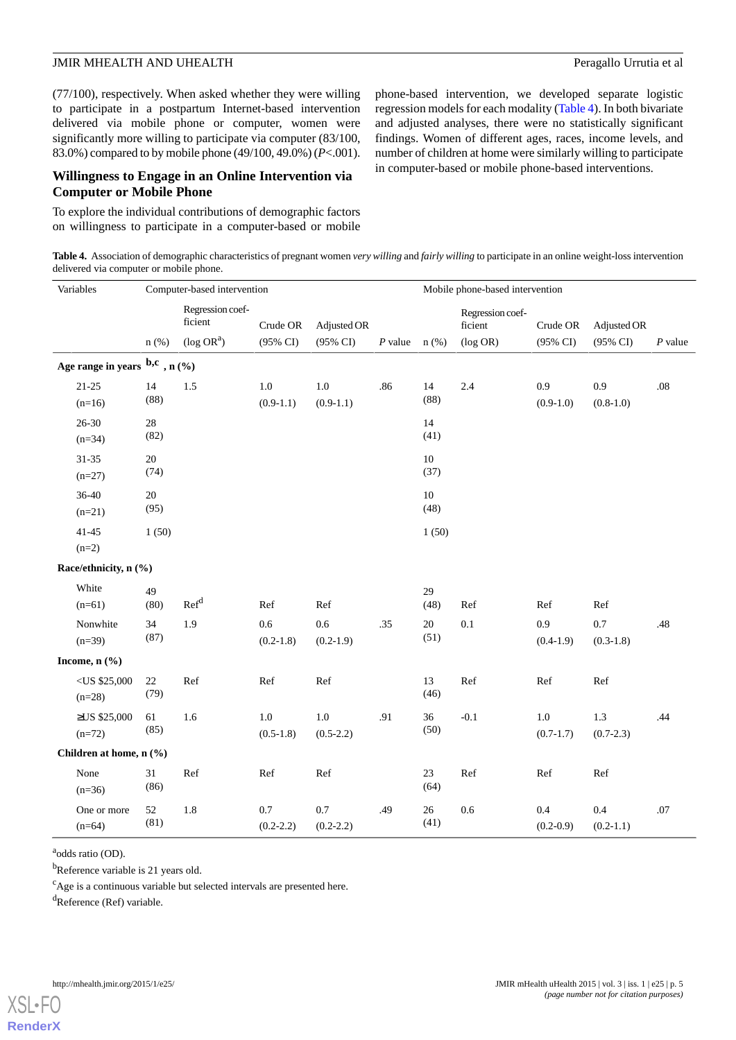(77/100), respectively. When asked whether they were willing to participate in a postpartum Internet-based intervention delivered via mobile phone or computer, women were significantly more willing to participate via computer (83/100, 83.0%) compared to by mobile phone (49/100, 49.0%) ($P$<.001).

## Willingness to Engage in an Online Intervention via Computer or Mobile Phone

To explore the individual contributions of demographic factors on willingness to participate in a computer-based or mobile phone-based intervention, we developed separate logistic regression models for each modality (Table 4). In both bivariate and adjusted analyses, there were no statistically significant findings. Women of different ages, races, income levels, and number of children at home were similarly willing to participate in computer-based or mobile phone-based interventions.

**Table 4.** Association of demographic characteristics of pregnant women *very willing* and *fairly willing* to participate in an online weight-loss intervention delivered via computer or mobile phone.

| Variables | Computer-based intervention | | | | | Mobile phone-based intervention | | | | |
|---|---|---|---|---|---|---|---|---|---|---|
| | n (%) | Regression coefficient (log OR[a]) | Crude OR (95% CI) | Adjusted OR (95% CI) | $P$ value | n (%) | Regression coefficient (log OR) | Crude OR (95% CI) | Adjusted OR (95% CI) | $P$ value |
| **Age range in years[b,c], n (%)** | | | | | | | | | | |
| 21-25 (n=16) | 14 (88) | 1.5 | 1.0 (0.9-1.1) | 1.0 (0.9-1.1) | .86 | 14 (88) | 2.4 | 0.9 (0.9-1.0) | 0.9 (0.8-1.0) | .08 |
| 26-30 (n=34) | 28 (82) | | | | | 14 (41) | | | | |
| 31-35 (n=27) | 20 (74) | | | | | 10 (37) | | | | |
| 36-40 (n=21) | 20 (95) | | | | | 10 (48) | | | | |
| 41-45 (n=2) | 1 (50) | | | | | 1 (50) | | | | |
| **Race/ethnicity, n (%)** | | | | | | | | | | |
| White (n=61) | 49 (80) | Ref[d] | Ref | Ref | | 29 (48) | Ref | Ref | Ref | |
| Nonwhite (n=39) | 34 (87) | 1.9 | 0.6 (0.2-1.8) | 0.6 (0.2-1.9) | .35 | 20 (51) | 0.1 | 0.9 (0.4-1.9) | 0.7 (0.3-1.8) | .48 |
| **Income, n (%)** | | | | | | | | | | |
| <US $25,000 (n=28) | 22 (79) | Ref | Ref | Ref | | 13 (46) | Ref | Ref | Ref | |
| ≥US $25,000 (n=72) | 61 (85) | 1.6 | 1.0 (0.5-1.8) | 1.0 (0.5-2.2) | .91 | 36 (50) | -0.1 | 1.0 (0.7-1.7) | 1.3 (0.7-2.3) | .44 |
| **Children at home, n (%)** | | | | | | | | | | |
| None (n=36) | 31 (86) | Ref | Ref | Ref | | 23 (64) | Ref | Ref | Ref | |
| One or more (n=64) | 52 (81) | 1.8 | 0.7 (0.2-2.2) | 0.7 (0.2-2.2) | .49 | 26 (41) | 0.6 | 0.4 (0.2-0.9) | 0.4 (0.2-1.1) | .07 |

[a]odds ratio (OD).

[b]Reference variable is 21 years old.

[c]Age is a continuous variable but selected intervals are presented here.

[d]Reference (Ref) variable.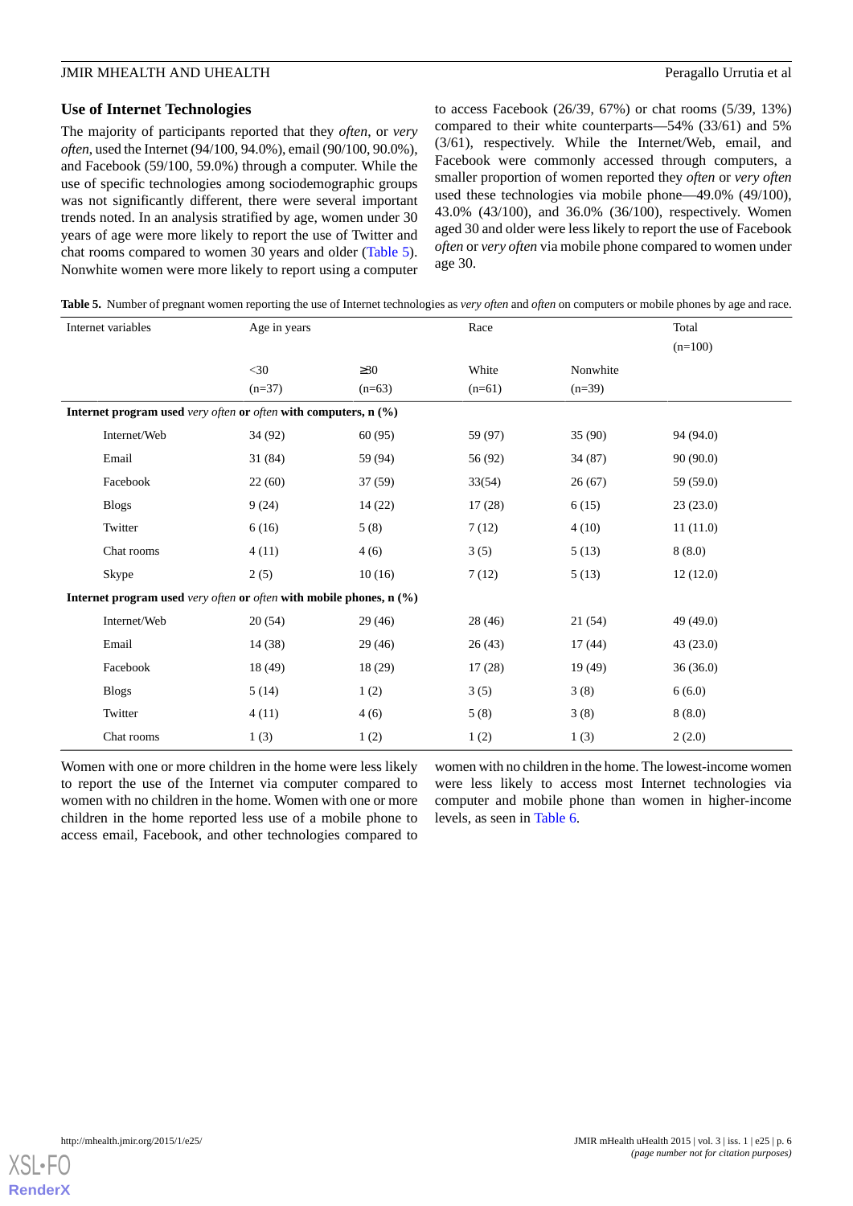### Use of Internet Technologies

The majority of participants reported that they *often*, or *very often*, used the Internet (94/100, 94.0%), email (90/100, 90.0%), and Facebook (59/100, 59.0%) through a computer. While the use of specific technologies among sociodemographic groups was not significantly different, there were several important trends noted. In an analysis stratified by age, women under 30 years of age were more likely to report the use of Twitter and chat rooms compared to women 30 years and older (Table 5). Nonwhite women were more likely to report using a computer to access Facebook (26/39, 67%) or chat rooms (5/39, 13%) compared to their white counterparts—54% (33/61) and 5% (3/61), respectively. While the Internet/Web, email, and Facebook were commonly accessed through computers, a smaller proportion of women reported they *often* or *very often* used these technologies via mobile phone—49.0% (49/100), 43.0% (43/100), and 36.0% (36/100), respectively. Women aged 30 and older were less likely to report the use of Facebook *often* or *very often* via mobile phone compared to women under age 30.

**Table 5.** Number of pregnant women reporting the use of Internet technologies as *very often* and *often* on computers or mobile phones by age and race.

| Internet variables | Age in years | | Race | | Total (n=100) |
|---|---|---|---|---|---|
| | <30 (n=37) | ≥30 (n=63) | White (n=61) | Nonwhite (n=39) | |
| **Internet program used *very often* or *often* with computers, n (%)** | | | | | |
| Internet/Web | 34 (92) | 60 (95) | 59 (97) | 35 (90) | 94 (94.0) |
| Email | 31 (84) | 59 (94) | 56 (92) | 34 (87) | 90 (90.0) |
| Facebook | 22 (60) | 37 (59) | 33(54) | 26 (67) | 59 (59.0) |
| Blogs | 9 (24) | 14 (22) | 17 (28) | 6 (15) | 23 (23.0) |
| Twitter | 6 (16) | 5 (8) | 7 (12) | 4 (10) | 11 (11.0) |
| Chat rooms | 4 (11) | 4 (6) | 3 (5) | 5 (13) | 8 (8.0) |
| Skype | 2 (5) | 10 (16) | 7 (12) | 5 (13) | 12 (12.0) |
| **Internet program used *very often* or *often* with mobile phones, n (%)** | | | | | |
| Internet/Web | 20 (54) | 29 (46) | 28 (46) | 21 (54) | 49 (49.0) |
| Email | 14 (38) | 29 (46) | 26 (43) | 17 (44) | 43 (23.0) |
| Facebook | 18 (49) | 18 (29) | 17 (28) | 19 (49) | 36 (36.0) |
| Blogs | 5 (14) | 1 (2) | 3 (5) | 3 (8) | 6 (6.0) |
| Twitter | 4 (11) | 4 (6) | 5 (8) | 3 (8) | 8 (8.0) |
| Chat rooms | 1 (3) | 1 (2) | 1 (2) | 1 (3) | 2 (2.0) |

Women with one or more children in the home were less likely to report the use of the Internet via computer compared to women with no children in the home. Women with one or more children in the home reported less use of a mobile phone to access email, Facebook, and other technologies compared to women with no children in the home. The lowest-income women were less likely to access most Internet technologies via computer and mobile phone than women in higher-income levels, as seen in Table 6.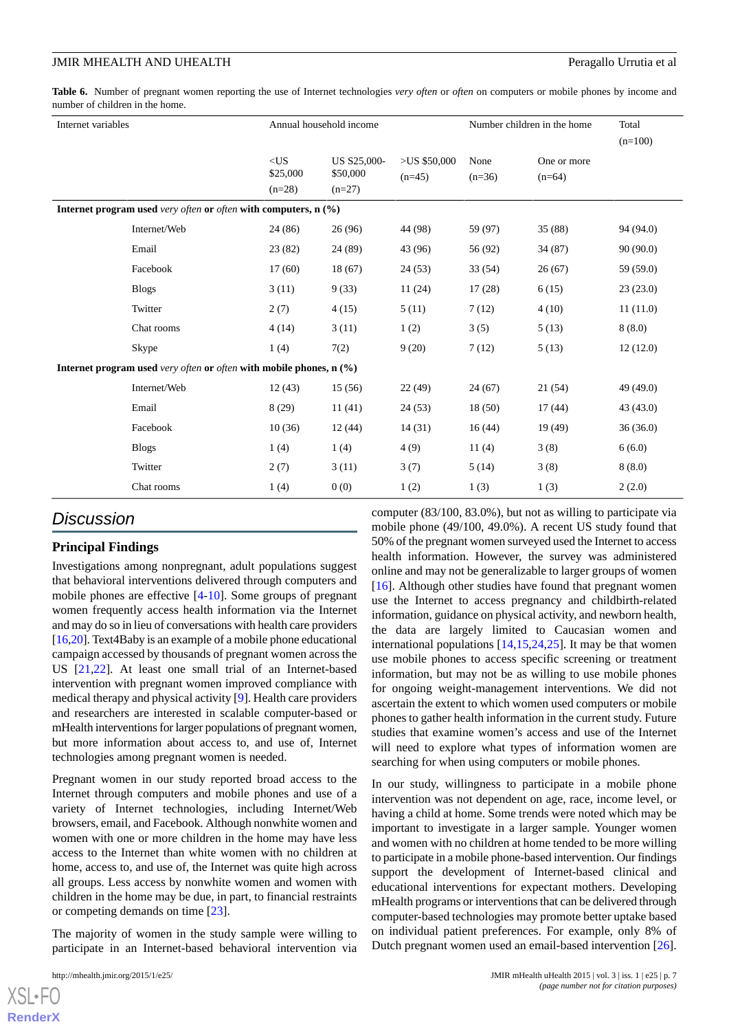**Table 6.** Number of pregnant women reporting the use of Internet technologies *very often* or *often* on computers or mobile phones by income and number of children in the home.

| Internet variables | Annual household income | | | Number children in the home | | Total (n=100) |
|---|---|---|---|---|---|---|
| | <US $25,000 (n=28) | US $25,000-$50,000 (n=27) | >US $50,000 (n=45) | None (n=36) | One or more (n=64) | |
| **Internet program used *very often* or *often* with computers, n (%)** | | | | | | |
| Internet/Web | 24 (86) | 26 (96) | 44 (98) | 59 (97) | 35 (88) | 94 (94.0) |
| Email | 23 (82) | 24 (89) | 43 (96) | 56 (92) | 34 (87) | 90 (90.0) |
| Facebook | 17 (60) | 18 (67) | 24 (53) | 33 (54) | 26 (67) | 59 (59.0) |
| Blogs | 3 (11) | 9 (33) | 11 (24) | 17 (28) | 6 (15) | 23 (23.0) |
| Twitter | 2 (7) | 4 (15) | 5 (11) | 7 (12) | 4 (10) | 11 (11.0) |
| Chat rooms | 4 (14) | 3 (11) | 1 (2) | 3 (5) | 5 (13) | 8 (8.0) |
| Skype | 1 (4) | 7(2) | 9 (20) | 7 (12) | 5 (13) | 12 (12.0) |
| **Internet program used *very often* or *often* with mobile phones, n (%)** | | | | | | |
| Internet/Web | 12 (43) | 15 (56) | 22 (49) | 24 (67) | 21 (54) | 49 (49.0) |
| Email | 8 (29) | 11 (41) | 24 (53) | 18 (50) | 17 (44) | 43 (43.0) |
| Facebook | 10 (36) | 12 (44) | 14 (31) | 16 (44) | 19 (49) | 36 (36.0) |
| Blogs | 1 (4) | 1 (4) | 4 (9) | 11 (4) | 3 (8) | 6 (6.0) |
| Twitter | 2 (7) | 3 (11) | 3 (7) | 5 (14) | 3 (8) | 8 (8.0) |
| Chat rooms | 1 (4) | 0 (0) | 1 (2) | 1 (3) | 1 (3) | 2 (2.0) |

## Discussion

### Principal Findings

Investigations among nonpregnant, adult populations suggest that behavioral interventions delivered through computers and mobile phones are effective [4-10]. Some groups of pregnant women frequently access health information via the Internet and may do so in lieu of conversations with health care providers [16,20]. Text4Baby is an example of a mobile phone educational campaign accessed by thousands of pregnant women across the US [21,22]. At least one small trial of an Internet-based intervention with pregnant women improved compliance with medical therapy and physical activity [9]. Health care providers and researchers are interested in scalable computer-based or mHealth interventions for larger populations of pregnant women, but more information about access to, and use of, Internet technologies among pregnant women is needed.

Pregnant women in our study reported broad access to the Internet through computers and mobile phones and use of a variety of Internet technologies, including Internet/Web browsers, email, and Facebook. Although nonwhite women and women with one or more children in the home may have less access to the Internet than white women with no children at home, access to, and use of, the Internet was quite high across all groups. Less access by nonwhite women and women with children in the home may be due, in part, to financial restraints or competing demands on time [23].

The majority of women in the study sample were willing to participate in an Internet-based behavioral intervention via computer (83/100, 83.0%), but not as willing to participate via mobile phone (49/100, 49.0%). A recent US study found that 50% of the pregnant women surveyed used the Internet to access health information. However, the survey was administered online and may not be generalizable to larger groups of women [16]. Although other studies have found that pregnant women use the Internet to access pregnancy and childbirth-related information, guidance on physical activity, and newborn health, the data are largely limited to Caucasian women and international populations [14,15,24,25]. It may be that women use mobile phones to access specific screening or treatment information, but may not be as willing to use mobile phones for ongoing weight-management interventions. We did not ascertain the extent to which women used computers or mobile phones to gather health information in the current study. Future studies that examine women's access and use of the Internet will need to explore what types of information women are searching for when using computers or mobile phones.

In our study, willingness to participate in a mobile phone intervention was not dependent on age, race, income level, or having a child at home. Some trends were noted which may be important to investigate in a larger sample. Younger women and women with no children at home tended to be more willing to participate in a mobile phone-based intervention. Our findings support the development of Internet-based clinical and educational interventions for expectant mothers. Developing mHealth programs or interventions that can be delivered through computer-based technologies may promote better uptake based on individual patient preferences. For example, only 8% of Dutch pregnant women used an email-based intervention [26].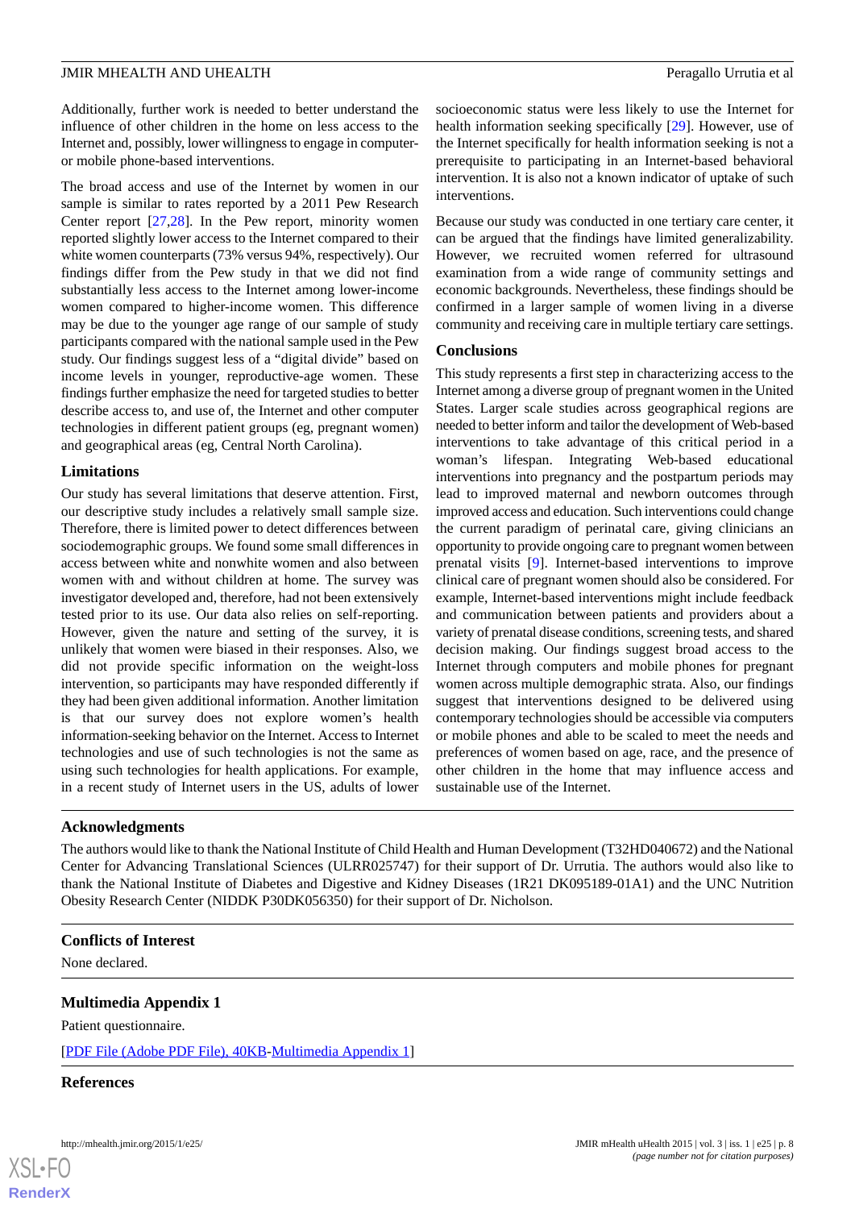Additionally, further work is needed to better understand the influence of other children in the home on less access to the Internet and, possibly, lower willingness to engage in computer- or mobile phone-based interventions.

The broad access and use of the Internet by women in our sample is similar to rates reported by a 2011 Pew Research Center report [27,28]. In the Pew report, minority women reported slightly lower access to the Internet compared to their white women counterparts (73% versus 94%, respectively). Our findings differ from the Pew study in that we did not find substantially less access to the Internet among lower-income women compared to higher-income women. This difference may be due to the younger age range of our sample of study participants compared with the national sample used in the Pew study. Our findings suggest less of a "digital divide" based on income levels in younger, reproductive-age women. These findings further emphasize the need for targeted studies to better describe access to, and use of, the Internet and other computer technologies in different patient groups (eg, pregnant women) and geographical areas (eg, Central North Carolina).

### Limitations

Our study has several limitations that deserve attention. First, our descriptive study includes a relatively small sample size. Therefore, there is limited power to detect differences between sociodemographic groups. We found some small differences in access between white and nonwhite women and also between women with and without children at home. The survey was investigator developed and, therefore, had not been extensively tested prior to its use. Our data also relies on self-reporting. However, given the nature and setting of the survey, it is unlikely that women were biased in their responses. Also, we did not provide specific information on the weight-loss intervention, so participants may have responded differently if they had been given additional information. Another limitation is that our survey does not explore women's health information-seeking behavior on the Internet. Access to Internet technologies and use of such technologies is not the same as using such technologies for health applications. For example, in a recent study of Internet users in the US, adults of lower socioeconomic status were less likely to use the Internet for health information seeking specifically [29]. However, use of the Internet specifically for health information seeking is not a prerequisite to participating in an Internet-based behavioral intervention. It is also not a known indicator of uptake of such interventions.

Because our study was conducted in one tertiary care center, it can be argued that the findings have limited generalizability. However, we recruited women referred for ultrasound examination from a wide range of community settings and economic backgrounds. Nevertheless, these findings should be confirmed in a larger sample of women living in a diverse community and receiving care in multiple tertiary care settings.

### Conclusions

This study represents a first step in characterizing access to the Internet among a diverse group of pregnant women in the United States. Larger scale studies across geographical regions are needed to better inform and tailor the development of Web-based interventions to take advantage of this critical period in a woman's lifespan. Integrating Web-based educational interventions into pregnancy and the postpartum periods may lead to improved maternal and newborn outcomes through improved access and education. Such interventions could change the current paradigm of perinatal care, giving clinicians an opportunity to provide ongoing care to pregnant women between prenatal visits [9]. Internet-based interventions to improve clinical care of pregnant women should also be considered. For example, Internet-based interventions might include feedback and communication between patients and providers about a variety of prenatal disease conditions, screening tests, and shared decision making. Our findings suggest broad access to the Internet through computers and mobile phones for pregnant women across multiple demographic strata. Also, our findings suggest that interventions designed to be delivered using contemporary technologies should be accessible via computers or mobile phones and able to be scaled to meet the needs and preferences of women based on age, race, and the presence of other children in the home that may influence access and sustainable use of the Internet.

## Acknowledgments

The authors would like to thank the National Institute of Child Health and Human Development (T32HD040672) and the National Center for Advancing Translational Sciences (ULRR025747) for their support of Dr. Urrutia. The authors would also like to thank the National Institute of Diabetes and Digestive and Kidney Diseases (1R21 DK095189-01A1) and the UNC Nutrition Obesity Research Center (NIDDK P30DK056350) for their support of Dr. Nicholson.

## Conflicts of Interest

None declared.

## Multimedia Appendix 1

Patient questionnaire.

[PDF File (Adobe PDF File), 40KB-Multimedia Appendix 1]

## References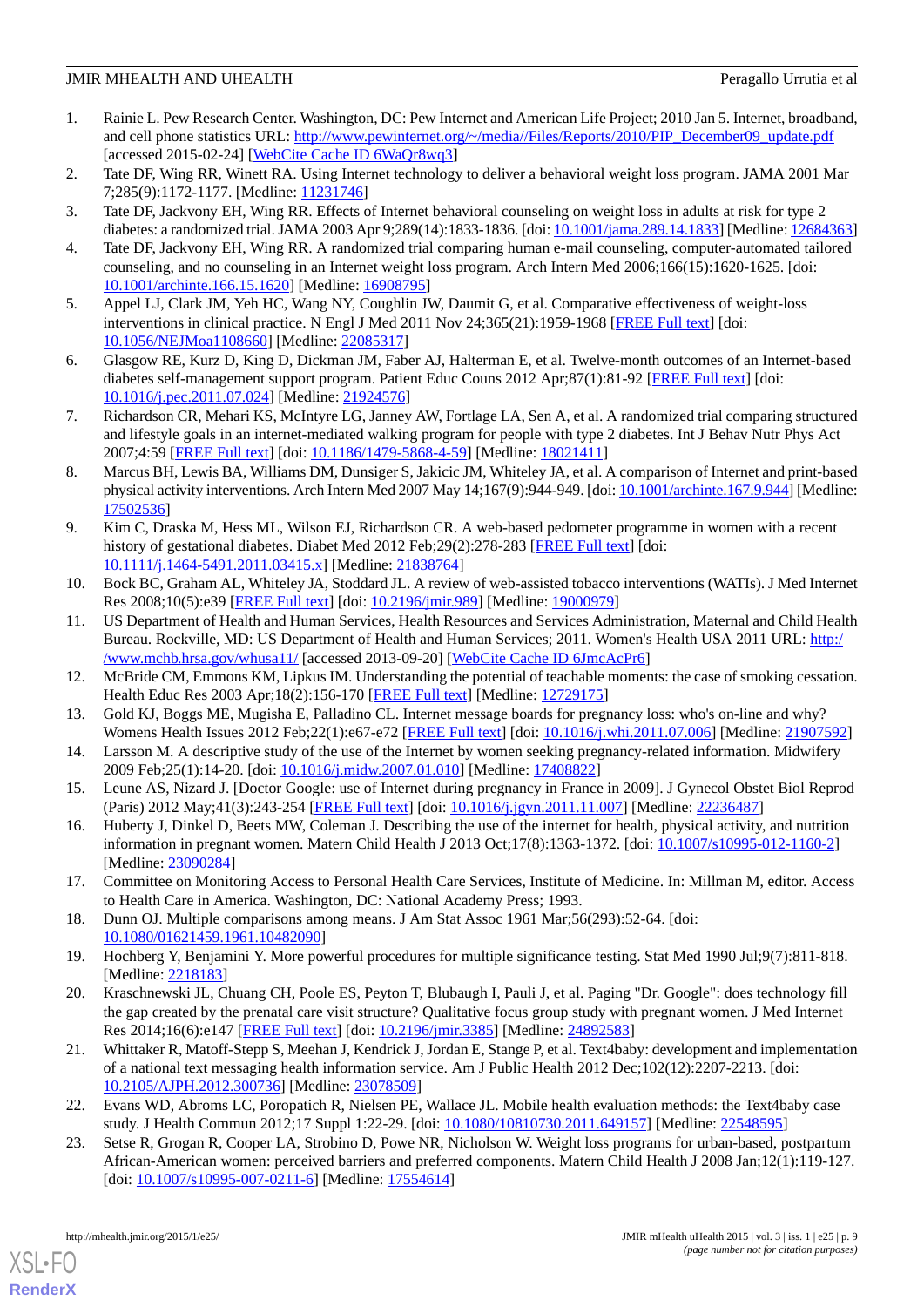1. Rainie L. Pew Research Center. Washington, DC: Pew Internet and American Life Project; 2010 Jan 5. Internet, broadband, and cell phone statistics URL: http://www.pewinternet.org/~/media//Files/Reports/2010/PIP_December09_update.pdf [accessed 2015-02-24] [WebCite Cache ID 6WaQr8wq3]
2. Tate DF, Wing RR, Winett RA. Using Internet technology to deliver a behavioral weight loss program. JAMA 2001 Mar 7;285(9):1172-1177. [Medline: 11231746]
3. Tate DF, Jackvony EH, Wing RR. Effects of Internet behavioral counseling on weight loss in adults at risk for type 2 diabetes: a randomized trial. JAMA 2003 Apr 9;289(14):1833-1836. [doi: 10.1001/jama.289.14.1833] [Medline: 12684363]
4. Tate DF, Jackvony EH, Wing RR. A randomized trial comparing human e-mail counseling, computer-automated tailored counseling, and no counseling in an Internet weight loss program. Arch Intern Med 2006;166(15):1620-1625. [doi: 10.1001/archinte.166.15.1620] [Medline: 16908795]
5. Appel LJ, Clark JM, Yeh HC, Wang NY, Coughlin JW, Daumit G, et al. Comparative effectiveness of weight-loss interventions in clinical practice. N Engl J Med 2011 Nov 24;365(21):1959-1968 [FREE Full text] [doi: 10.1056/NEJMoa1108660] [Medline: 22085317]
6. Glasgow RE, Kurz D, King D, Dickman JM, Faber AJ, Halterman E, et al. Twelve-month outcomes of an Internet-based diabetes self-management support program. Patient Educ Couns 2012 Apr;87(1):81-92 [FREE Full text] [doi: 10.1016/j.pec.2011.07.024] [Medline: 21924576]
7. Richardson CR, Mehari KS, McIntyre LG, Janney AW, Fortlage LA, Sen A, et al. A randomized trial comparing structured and lifestyle goals in an internet-mediated walking program for people with type 2 diabetes. Int J Behav Nutr Phys Act 2007;4:59 [FREE Full text] [doi: 10.1186/1479-5868-4-59] [Medline: 18021411]
8. Marcus BH, Lewis BA, Williams DM, Dunsiger S, Jakicic JM, Whiteley JA, et al. A comparison of Internet and print-based physical activity interventions. Arch Intern Med 2007 May 14;167(9):944-949. [doi: 10.1001/archinte.167.9.944] [Medline: 17502536]
9. Kim C, Draska M, Hess ML, Wilson EJ, Richardson CR. A web-based pedometer programme in women with a recent history of gestational diabetes. Diabet Med 2012 Feb;29(2):278-283 [FREE Full text] [doi: 10.1111/j.1464-5491.2011.03415.x] [Medline: 21838764]
10. Bock BC, Graham AL, Whiteley JA, Stoddard JL. A review of web-assisted tobacco interventions (WATIs). J Med Internet Res 2008;10(5):e39 [FREE Full text] [doi: 10.2196/jmir.989] [Medline: 19000979]
11. US Department of Health and Human Services, Health Resources and Services Administration, Maternal and Child Health Bureau. Rockville, MD: US Department of Health and Human Services; 2011. Women's Health USA 2011 URL: http://www.mchb.hrsa.gov/whusa11/ [accessed 2013-09-20] [WebCite Cache ID 6JmcAcPr6]
12. McBride CM, Emmons KM, Lipkus IM. Understanding the potential of teachable moments: the case of smoking cessation. Health Educ Res 2003 Apr;18(2):156-170 [FREE Full text] [Medline: 12729175]
13. Gold KJ, Boggs ME, Mugisha E, Palladino CL. Internet message boards for pregnancy loss: who's on-line and why? Womens Health Issues 2012 Feb;22(1):e67-e72 [FREE Full text] [doi: 10.1016/j.whi.2011.07.006] [Medline: 21907592]
14. Larsson M. A descriptive study of the use of the Internet by women seeking pregnancy-related information. Midwifery 2009 Feb;25(1):14-20. [doi: 10.1016/j.midw.2007.01.010] [Medline: 17408822]
15. Leune AS, Nizard J. [Doctor Google: use of Internet during pregnancy in France in 2009]. J Gynecol Obstet Biol Reprod (Paris) 2012 May;41(3):243-254 [FREE Full text] [doi: 10.1016/j.jgyn.2011.11.007] [Medline: 22236487]
16. Huberty J, Dinkel D, Beets MW, Coleman J. Describing the use of the internet for health, physical activity, and nutrition information in pregnant women. Matern Child Health J 2013 Oct;17(8):1363-1372. [doi: 10.1007/s10995-012-1160-2] [Medline: 23090284]
17. Committee on Monitoring Access to Personal Health Care Services, Institute of Medicine. In: Millman M, editor. Access to Health Care in America. Washington, DC: National Academy Press; 1993.
18. Dunn OJ. Multiple comparisons among means. J Am Stat Assoc 1961 Mar;56(293):52-64. [doi: 10.1080/01621459.1961.10482090]
19. Hochberg Y, Benjamini Y. More powerful procedures for multiple significance testing. Stat Med 1990 Jul;9(7):811-818. [Medline: 2218183]
20. Kraschnewski JL, Chuang CH, Poole ES, Peyton T, Blubaugh I, Pauli J, et al. Paging "Dr. Google": does technology fill the gap created by the prenatal care visit structure? Qualitative focus group study with pregnant women. J Med Internet Res 2014;16(6):e147 [FREE Full text] [doi: 10.2196/jmir.3385] [Medline: 24892583]
21. Whittaker R, Matoff-Stepp S, Meehan J, Kendrick J, Jordan E, Stange P, et al. Text4baby: development and implementation of a national text messaging health information service. Am J Public Health 2012 Dec;102(12):2207-2213. [doi: 10.2105/AJPH.2012.300736] [Medline: 23078509]
22. Evans WD, Abroms LC, Poropatich R, Nielsen PE, Wallace JL. Mobile health evaluation methods: the Text4baby case study. J Health Commun 2012;17 Suppl 1:22-29. [doi: 10.1080/10810730.2011.649157] [Medline: 22548595]
23. Setse R, Grogan R, Cooper LA, Strobino D, Powe NR, Nicholson W. Weight loss programs for urban-based, postpartum African-American women: perceived barriers and preferred components. Matern Child Health J 2008 Jan;12(1):119-127. [doi: 10.1007/s10995-007-0211-6] [Medline: 17554614]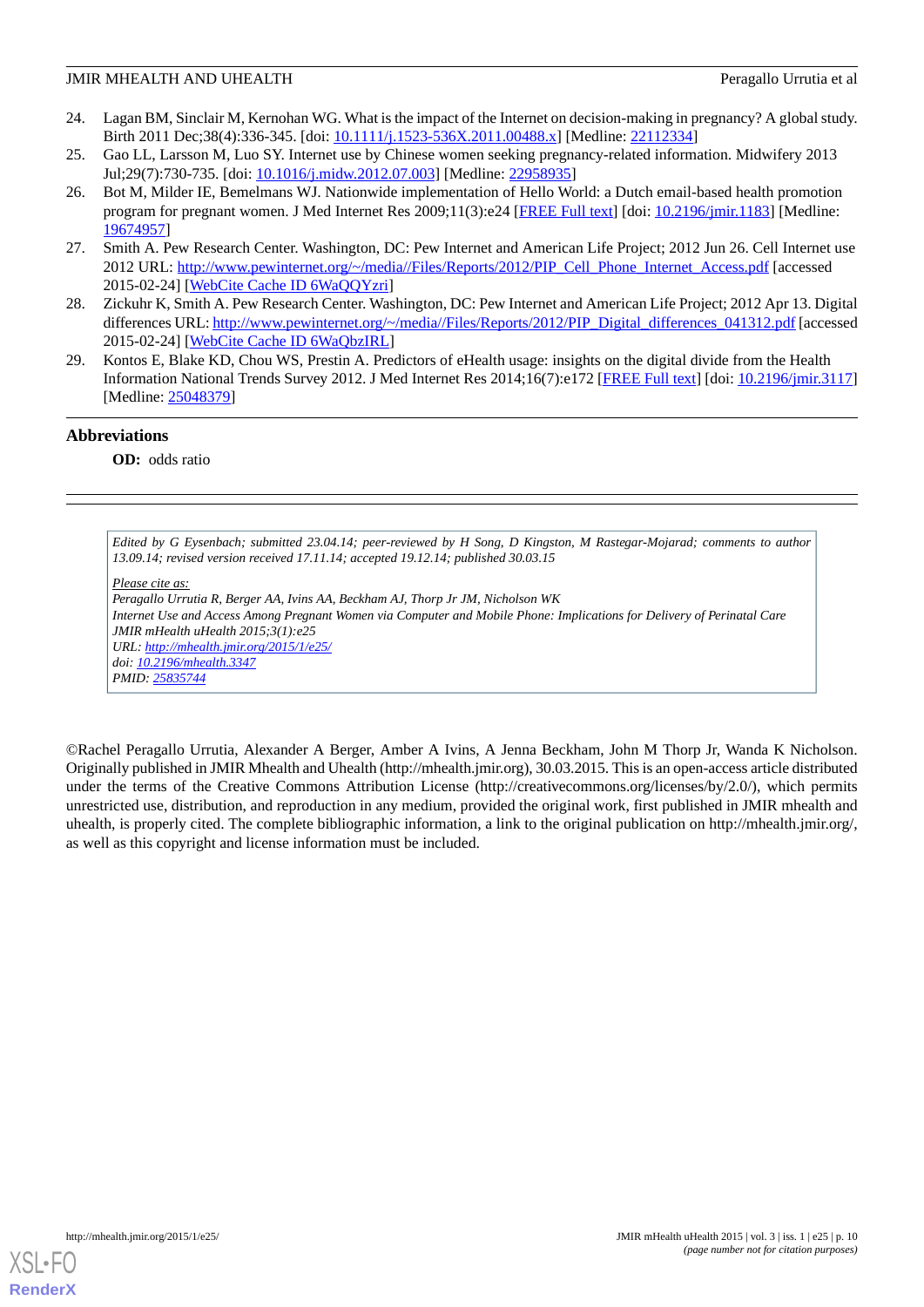24. Lagan BM, Sinclair M, Kernohan WG. What is the impact of the Internet on decision-making in pregnancy? A global study. Birth 2011 Dec;38(4):336-345. [doi: 10.1111/j.1523-536X.2011.00488.x] [Medline: 22112334]
25. Gao LL, Larsson M, Luo SY. Internet use by Chinese women seeking pregnancy-related information. Midwifery 2013 Jul;29(7):730-735. [doi: 10.1016/j.midw.2012.07.003] [Medline: 22958935]
26. Bot M, Milder IE, Bemelmans WJ. Nationwide implementation of Hello World: a Dutch email-based health promotion program for pregnant women. J Med Internet Res 2009;11(3):e24 [FREE Full text] [doi: 10.2196/jmir.1183] [Medline: 19674957]
27. Smith A. Pew Research Center. Washington, DC: Pew Internet and American Life Project; 2012 Jun 26. Cell Internet use 2012 URL: http://www.pewinternet.org/~/media//Files/Reports/2012/PIP_Cell_Phone_Internet_Access.pdf [accessed 2015-02-24] [WebCite Cache ID 6WaQQYzri]
28. Zickuhr K, Smith A. Pew Research Center. Washington, DC: Pew Internet and American Life Project; 2012 Apr 13. Digital differences URL: http://www.pewinternet.org/~/media//Files/Reports/2012/PIP_Digital_differences_041312.pdf [accessed 2015-02-24] [WebCite Cache ID 6WaQbzIRL]
29. Kontos E, Blake KD, Chou WS, Prestin A. Predictors of eHealth usage: insights on the digital divide from the Health Information National Trends Survey 2012. J Med Internet Res 2014;16(7):e172 [FREE Full text] [doi: 10.2196/jmir.3117] [Medline: 25048379]

## Abbreviations

**OD:** odds ratio

---

*Edited by G Eysenbach; submitted 23.04.14; peer-reviewed by H Song, D Kingston, M Rastegar-Mojarad; comments to author 13.09.14; revised version received 17.11.14; accepted 19.12.14; published 30.03.15*

*Please cite as:*
*Peragallo Urrutia R, Berger AA, Ivins AA, Beckham AJ, Thorp Jr JM, Nicholson WK*
*Internet Use and Access Among Pregnant Women via Computer and Mobile Phone: Implications for Delivery of Perinatal Care*
*JMIR mHealth uHealth 2015;3(1):e25*
*URL: http://mhealth.jmir.org/2015/1/e25/*
*doi: 10.2196/mhealth.3347*
*PMID: 25835744*

©Rachel Peragallo Urrutia, Alexander A Berger, Amber A Ivins, A Jenna Beckham, John M Thorp Jr, Wanda K Nicholson. Originally published in JMIR Mhealth and Uhealth (http://mhealth.jmir.org), 30.03.2015. This is an open-access article distributed under the terms of the Creative Commons Attribution License (http://creativecommons.org/licenses/by/2.0/), which permits unrestricted use, distribution, and reproduction in any medium, provided the original work, first published in JMIR mhealth and uhealth, is properly cited. The complete bibliographic information, a link to the original publication on http://mhealth.jmir.org/, as well as this copyright and license information must be included.